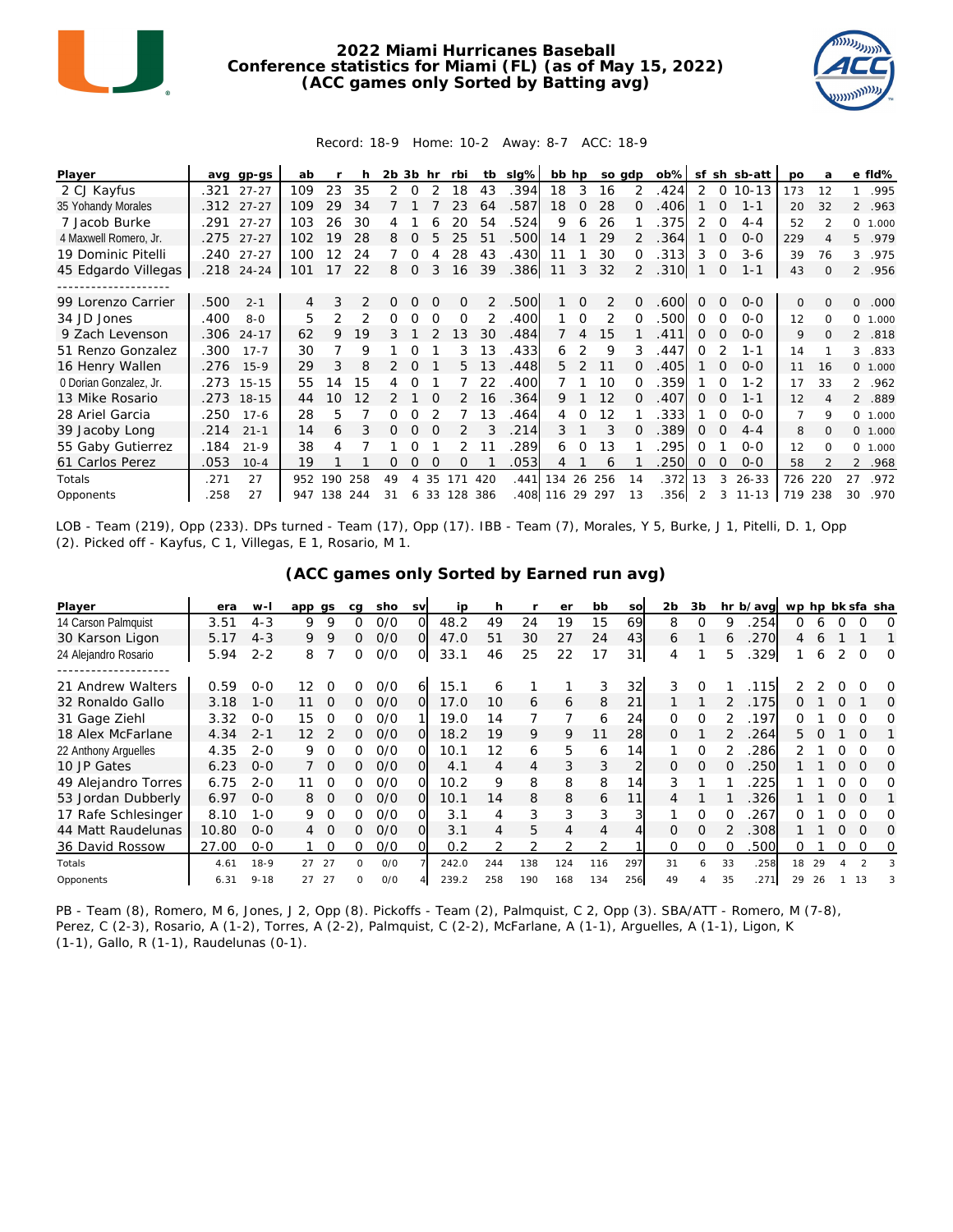# 2022 Miami Hurricanes Baseball
## Conference statistics for Miami (FL) (as of May 15, 2022)
## (ACC games only Sorted by Batting avg)

Record: 18-9 Home: 10-2 Away: 8-7 ACC: 18-9

| Player | avg | gp-gs | ab | r | h | 2b | 3b | hr | rbi | tb | slg% | bb | hp | so | gdp | ob% | sf | sh | sb-att | po | a | e | fld% |
|---|---|---|---|---|---|---|---|---|---|---|---|---|---|---|---|---|---|---|---|---|---|---|---|
| 2 CJ Kayfus | .321 | 27-27 | 109 | 23 | 35 | 2 | 0 | 2 | 18 | 43 | .394 | 18 | 3 | 16 | 2 | .424 | 2 | 0 | 10-13 | 173 | 12 | 1 | .995 |
| 35 Yohandy Morales | .312 | 27-27 | 109 | 29 | 34 | 7 | 1 | 7 | 23 | 64 | .587 | 18 | 0 | 28 | 0 | .406 | 1 | 0 | 1-1 | 20 | 32 | 2 | .963 |
| 7 Jacob Burke | .291 | 27-27 | 103 | 26 | 30 | 4 | 1 | 6 | 20 | 54 | .524 | 9 | 6 | 26 | 1 | .375 | 2 | 0 | 4-4 | 52 | 2 | 0 | 1.000 |
| 4 Maxwell Romero, Jr. | .275 | 27-27 | 102 | 19 | 28 | 8 | 0 | 5 | 25 | 51 | .500 | 14 | 1 | 29 | 2 | .364 | 1 | 0 | 0-0 | 229 | 4 | 5 | .979 |
| 19 Dominic Pitelli | .240 | 27-27 | 100 | 12 | 24 | 7 | 0 | 4 | 28 | 43 | .430 | 11 | 1 | 30 | 0 | .313 | 3 | 0 | 3-6 | 39 | 76 | 3 | .975 |
| 45 Edgardo Villegas | .218 | 24-24 | 101 | 17 | 22 | 8 | 0 | 3 | 16 | 39 | .386 | 11 | 3 | 32 | 2 | .310 | 1 | 0 | 1-1 | 43 | 0 | 2 | .956 |
| -------------------- | | | | | | | | | | | | | | | | | | | | | | | |
| 99 Lorenzo Carrier | .500 | 2-1 | 4 | 3 | 2 | 0 | 0 | 0 | 0 | 2 | .500 | 1 | 0 | 2 | 0 | .600 | 0 | 0 | 0-0 | 0 | 0 | 0 | .000 |
| 34 JD Jones | .400 | 8-0 | 5 | 2 | 2 | 0 | 0 | 0 | 0 | 2 | .400 | 1 | 0 | 2 | 0 | .500 | 0 | 0 | 0-0 | 12 | 0 | 0 | 1.000 |
| 9 Zach Levenson | .306 | 24-17 | 62 | 9 | 19 | 3 | 1 | 2 | 13 | 30 | .484 | 7 | 4 | 15 | 1 | .411 | 0 | 0 | 0-0 | 9 | 0 | 2 | .818 |
| 51 Renzo Gonzalez | .300 | 17-7 | 30 | 7 | 9 | 1 | 0 | 1 | 3 | 13 | .433 | 6 | 2 | 9 | 3 | .447 | 0 | 2 | 1-1 | 14 | 1 | 3 | .833 |
| 16 Henry Wallen | .276 | 15-9 | 29 | 3 | 8 | 2 | 0 | 1 | 5 | 13 | .448 | 5 | 2 | 11 | 0 | .405 | 1 | 0 | 0-0 | 11 | 16 | 0 | 1.000 |
| 0 Dorian Gonzalez, Jr. | .273 | 15-15 | 55 | 14 | 15 | 4 | 0 | 1 | 7 | 22 | .400 | 7 | 1 | 10 | 0 | .359 | 1 | 0 | 1-2 | 17 | 33 | 2 | .962 |
| 13 Mike Rosario | .273 | 18-15 | 44 | 10 | 12 | 2 | 1 | 0 | 2 | 16 | .364 | 9 | 1 | 12 | 0 | .407 | 0 | 0 | 1-1 | 12 | 4 | 2 | .889 |
| 28 Ariel Garcia | .250 | 17-6 | 28 | 5 | 7 | 0 | 0 | 2 | 7 | 13 | .464 | 4 | 0 | 12 | 1 | .333 | 1 | 0 | 0-0 | 7 | 9 | 0 | 1.000 |
| 39 Jacoby Long | .214 | 21-1 | 14 | 6 | 3 | 0 | 0 | 0 | 2 | 3 | .214 | 3 | 1 | 3 | 0 | .389 | 0 | 0 | 4-4 | 8 | 0 | 0 | 1.000 |
| 55 Gaby Gutierrez | .184 | 21-9 | 38 | 4 | 7 | 1 | 0 | 1 | 2 | 11 | .289 | 6 | 0 | 13 | 1 | .295 | 0 | 1 | 0-0 | 12 | 0 | 0 | 1.000 |
| 61 Carlos Perez | .053 | 10-4 | 19 | 1 | 1 | 0 | 0 | 0 | 0 | 1 | .053 | 4 | 1 | 6 | 1 | .250 | 0 | 0 | 0-0 | 58 | 2 | 2 | .968 |
| Totals | .271 | 27 | 952 | 190 | 258 | 49 | 4 | 35 | 171 | 420 | .441 | 134 | 26 | 256 | 14 | .372 | 13 | 3 | 26-33 | 726 | 220 | 27 | .972 |
| Opponents | .258 | 27 | 947 | 138 | 244 | 31 | 6 | 33 | 128 | 386 | .408 | 116 | 29 | 297 | 13 | .356 | 2 | 3 | 11-13 | 719 | 238 | 30 | .970 |

LOB - Team (219), Opp (233). DPs turned - Team (17), Opp (17). IBB - Team (7), Morales, Y 5, Burke, J 1, Pitelli, D. 1, Opp (2). Picked off - Kayfus, C 1, Villegas, E 1, Rosario, M 1.

## (ACC games only Sorted by Earned run avg)

| Player | era | w-l | app | gs | cg | sho | sv | ip | h | r | er | bb | so | 2b | 3b | hr | b/avg | wp | hp | bk | sfa | sha |
|---|---|---|---|---|---|---|---|---|---|---|---|---|---|---|---|---|---|---|---|---|---|---|
| 14 Carson Palmquist | 3.51 | 4-3 | 9 | 9 | 0 | 0/0 | 0 | 48.2 | 49 | 24 | 19 | 15 | 69 | 8 | 0 | 9 | .254 | 0 | 6 | 0 | 0 | 0 |
| 30 Karson Ligon | 5.17 | 4-3 | 9 | 9 | 0 | 0/0 | 0 | 47.0 | 51 | 30 | 27 | 24 | 43 | 6 | 1 | 6 | .270 | 4 | 6 | 1 | 1 | 1 |
| 24 Alejandro Rosario | 5.94 | 2-2 | 8 | 7 | 0 | 0/0 | 0 | 33.1 | 46 | 25 | 22 | 17 | 31 | 4 | 1 | 5 | .329 | 1 | 6 | 2 | 0 | 0 |
| -------------------- | | | | | | | | | | | | | | | | | | | | | | |
| 21 Andrew Walters | 0.59 | 0-0 | 12 | 0 | 0 | 0/0 | 6 | 15.1 | 6 | 1 | 1 | 3 | 32 | 3 | 0 | 1 | .115 | 2 | 2 | 0 | 0 | 0 |
| 32 Ronaldo Gallo | 3.18 | 1-0 | 11 | 0 | 0 | 0/0 | 0 | 17.0 | 10 | 6 | 6 | 8 | 21 | 1 | 1 | 2 | .175 | 0 | 1 | 0 | 1 | 0 |
| 31 Gage Ziehl | 3.32 | 0-0 | 15 | 0 | 0 | 0/0 | 1 | 19.0 | 14 | 7 | 7 | 6 | 24 | 0 | 0 | 2 | .197 | 0 | 1 | 0 | 0 | 0 |
| 18 Alex McFarlane | 4.34 | 2-1 | 12 | 2 | 0 | 0/0 | 0 | 18.2 | 19 | 9 | 9 | 11 | 28 | 0 | 1 | 2 | .264 | 5 | 0 | 1 | 0 | 1 |
| 22 Anthony Arguelles | 4.35 | 2-0 | 9 | 0 | 0 | 0/0 | 0 | 10.1 | 12 | 6 | 5 | 6 | 14 | 1 | 0 | 2 | .286 | 2 | 1 | 0 | 0 | 0 |
| 10 JP Gates | 6.23 | 0-0 | 7 | 0 | 0 | 0/0 | 0 | 4.1 | 4 | 4 | 3 | 3 | 2 | 0 | 0 | 0 | .250 | 1 | 1 | 0 | 0 | 0 |
| 49 Alejandro Torres | 6.75 | 2-0 | 11 | 0 | 0 | 0/0 | 0 | 10.2 | 9 | 8 | 8 | 8 | 14 | 3 | 1 | 1 | .225 | 1 | 1 | 0 | 0 | 0 |
| 53 Jordan Dubberly | 6.97 | 0-0 | 8 | 0 | 0 | 0/0 | 0 | 10.1 | 14 | 8 | 8 | 6 | 11 | 4 | 1 | 1 | .326 | 1 | 1 | 0 | 0 | 1 |
| 17 Rafe Schlesinger | 8.10 | 1-0 | 9 | 0 | 0 | 0/0 | 0 | 3.1 | 4 | 3 | 3 | 3 | 3 | 1 | 0 | 0 | .267 | 0 | 1 | 0 | 0 | 0 |
| 44 Matt Raudelunas | 10.80 | 0-0 | 4 | 0 | 0 | 0/0 | 0 | 3.1 | 4 | 5 | 4 | 4 | 4 | 0 | 0 | 2 | .308 | 1 | 1 | 0 | 0 | 0 |
| 36 David Rossow | 27.00 | 0-0 | 1 | 0 | 0 | 0/0 | 0 | 0.2 | 2 | 2 | 2 | 2 | 1 | 0 | 0 | 0 | .500 | 0 | 1 | 0 | 0 | 0 |
| Totals | 4.61 | 18-9 | 27 | 27 | 0 | 0/0 | 7 | 242.0 | 244 | 138 | 124 | 116 | 297 | 31 | 6 | 33 | .258 | 18 | 29 | 4 | 2 | 3 |
| Opponents | 6.31 | 9-18 | 27 | 27 | 0 | 0/0 | 4 | 239.2 | 258 | 190 | 168 | 134 | 256 | 49 | 4 | 35 | .271 | 29 | 26 | 1 | 13 | 3 |

PB - Team (8), Romero, M 6, Jones, J 2, Opp (8). Pickoffs - Team (2), Palmquist, C 2, Opp (3). SBA/ATT - Romero, M (7-8), Perez, C (2-3), Rosario, A (1-2), Torres, A (2-2), Palmquist, C (2-2), McFarlane, A (1-1), Arguelles, A (1-1), Ligon, K (1-1), Gallo, R (1-1), Raudelunas (0-1).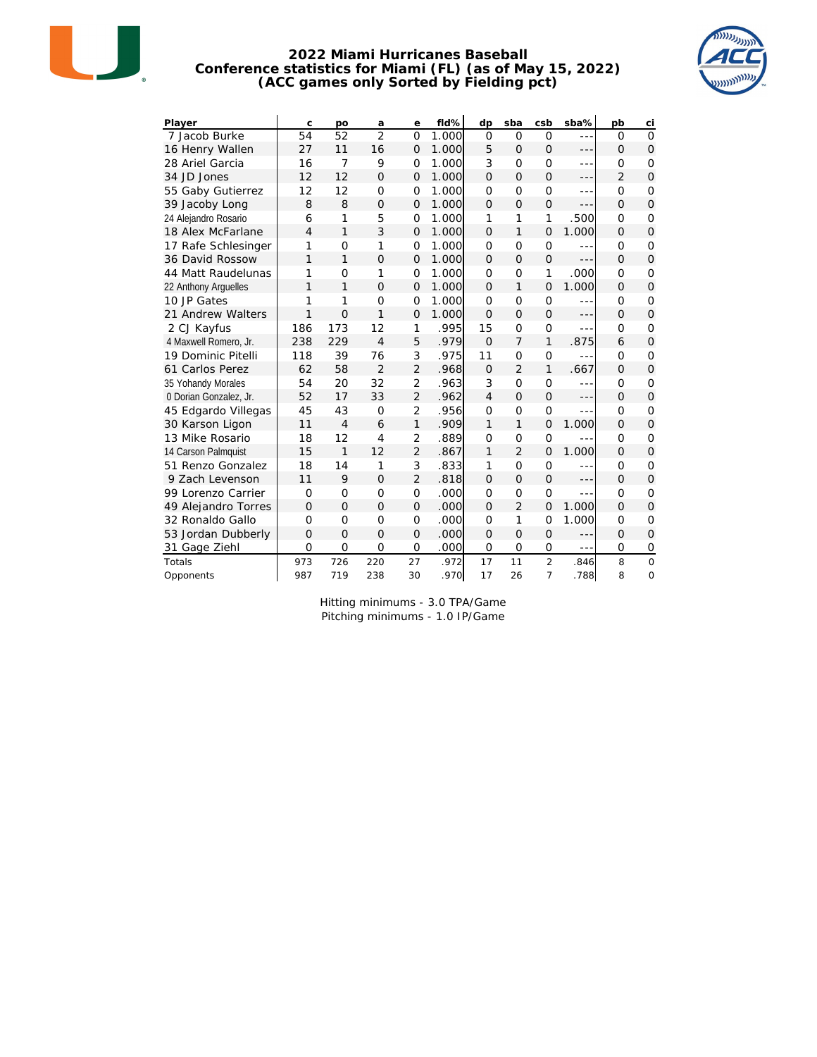# 2022 Miami Hurricanes Baseball
## Conference statistics for Miami (FL) (as of May 15, 2022)
## (ACC games only Sorted by Fielding pct)

| Player | c | po | a | e | fld% | dp | sba | csb | sba% | pb | ci |
|---|---|---|---|---|---|---|---|---|---|---|---|
| 7 Jacob Burke | 54 | 52 | 2 | 0 | 1.000 | 0 | 0 | 0 | --- | 0 | 0 |
| 16 Henry Wallen | 27 | 11 | 16 | 0 | 1.000 | 5 | 0 | 0 | --- | 0 | 0 |
| 28 Ariel Garcia | 16 | 7 | 9 | 0 | 1.000 | 3 | 0 | 0 | --- | 0 | 0 |
| 34 JD Jones | 12 | 12 | 0 | 0 | 1.000 | 0 | 0 | 0 | --- | 2 | 0 |
| 55 Gaby Gutierrez | 12 | 12 | 0 | 0 | 1.000 | 0 | 0 | 0 | --- | 0 | 0 |
| 39 Jacoby Long | 8 | 8 | 0 | 0 | 1.000 | 0 | 0 | 0 | --- | 0 | 0 |
| 24 Alejandro Rosario | 6 | 1 | 5 | 0 | 1.000 | 1 | 1 | 1 | .500 | 0 | 0 |
| 18 Alex McFarlane | 4 | 1 | 3 | 0 | 1.000 | 0 | 1 | 0 | 1.000 | 0 | 0 |
| 17 Rafe Schlesinger | 1 | 0 | 1 | 0 | 1.000 | 0 | 0 | 0 | --- | 0 | 0 |
| 36 David Rossow | 1 | 1 | 0 | 0 | 1.000 | 0 | 0 | 0 | --- | 0 | 0 |
| 44 Matt Raudelunas | 1 | 0 | 1 | 0 | 1.000 | 0 | 0 | 1 | .000 | 0 | 0 |
| 22 Anthony Arguelles | 1 | 1 | 0 | 0 | 1.000 | 0 | 1 | 0 | 1.000 | 0 | 0 |
| 10 JP Gates | 1 | 1 | 0 | 0 | 1.000 | 0 | 0 | 0 | --- | 0 | 0 |
| 21 Andrew Walters | 1 | 0 | 1 | 0 | 1.000 | 0 | 0 | 0 | --- | 0 | 0 |
| 2 CJ Kayfus | 186 | 173 | 12 | 1 | .995 | 15 | 0 | 0 | --- | 0 | 0 |
| 4 Maxwell Romero, Jr. | 238 | 229 | 4 | 5 | .979 | 0 | 7 | 1 | .875 | 6 | 0 |
| 19 Dominic Pitelli | 118 | 39 | 76 | 3 | .975 | 11 | 0 | 0 | --- | 0 | 0 |
| 61 Carlos Perez | 62 | 58 | 2 | 2 | .968 | 0 | 2 | 1 | .667 | 0 | 0 |
| 35 Yohandy Morales | 54 | 20 | 32 | 2 | .963 | 3 | 0 | 0 | --- | 0 | 0 |
| 0 Dorian Gonzalez, Jr. | 52 | 17 | 33 | 2 | .962 | 4 | 0 | 0 | --- | 0 | 0 |
| 45 Edgardo Villegas | 45 | 43 | 0 | 2 | .956 | 0 | 0 | 0 | --- | 0 | 0 |
| 30 Karson Ligon | 11 | 4 | 6 | 1 | .909 | 1 | 1 | 0 | 1.000 | 0 | 0 |
| 13 Mike Rosario | 18 | 12 | 4 | 2 | .889 | 0 | 0 | 0 | --- | 0 | 0 |
| 14 Carson Palmquist | 15 | 1 | 12 | 2 | .867 | 1 | 2 | 0 | 1.000 | 0 | 0 |
| 51 Renzo Gonzalez | 18 | 14 | 1 | 3 | .833 | 1 | 0 | 0 | --- | 0 | 0 |
| 9 Zach Levenson | 11 | 9 | 0 | 2 | .818 | 0 | 0 | 0 | --- | 0 | 0 |
| 99 Lorenzo Carrier | 0 | 0 | 0 | 0 | .000 | 0 | 0 | 0 | --- | 0 | 0 |
| 49 Alejandro Torres | 0 | 0 | 0 | 0 | .000 | 0 | 2 | 0 | 1.000 | 0 | 0 |
| 32 Ronaldo Gallo | 0 | 0 | 0 | 0 | .000 | 0 | 1 | 0 | 1.000 | 0 | 0 |
| 53 Jordan Dubberly | 0 | 0 | 0 | 0 | .000 | 0 | 0 | 0 | --- | 0 | 0 |
| 31 Gage Ziehl | 0 | 0 | 0 | 0 | .000 | 0 | 0 | 0 | --- | 0 | 0 |
| Totals | 973 | 726 | 220 | 27 | .972 | 17 | 11 | 2 | .846 | 8 | 0 |
| Opponents | 987 | 719 | 238 | 30 | .970 | 17 | 26 | 7 | .788 | 8 | 0 |

Hitting minimums - 3.0 TPA/Game
Pitching minimums - 1.0 IP/Game